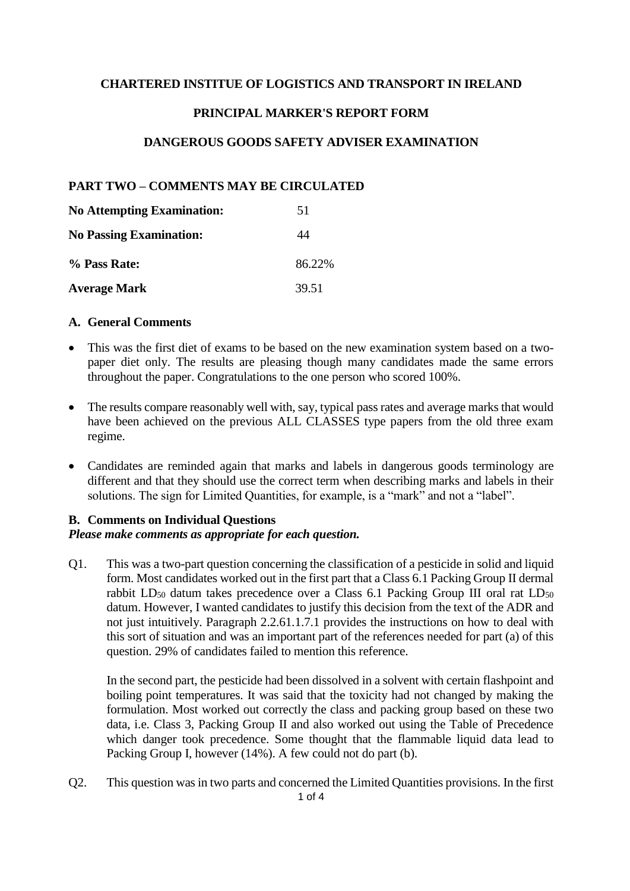**CHARTERED INSTITUE OF LOGISTICS AND TRANSPORT IN IRELAND**

**PRINCIPAL MARKER'S REPORT FORM**

**DANGEROUS GOODS SAFETY ADVISER EXAMINATION**

**PART TWO – COMMENTS MAY BE CIRCULATED**

| | |
|---|---|
| **No Attempting Examination:** | 51 |
| **No Passing Examination:** | 44 |
| **% Pass Rate:** | 86.22% |
| **Average Mark** | 39.51 |

**A. General Comments**

- This was the first diet of exams to be based on the new examination system based on a two-paper diet only. The results are pleasing though many candidates made the same errors throughout the paper. Congratulations to the one person who scored 100%.
- The results compare reasonably well with, say, typical pass rates and average marks that would have been achieved on the previous ALL CLASSES type papers from the old three exam regime.
- Candidates are reminded again that marks and labels in dangerous goods terminology are different and that they should use the correct term when describing marks and labels in their solutions. The sign for Limited Quantities, for example, is a "mark" and not a "label".

**B. Comments on Individual Questions**

***Please make comments as appropriate for each question.***

Q1. This was a two-part question concerning the classification of a pesticide in solid and liquid form. Most candidates worked out in the first part that a Class 6.1 Packing Group II dermal rabbit $LD_{50}$ datum takes precedence over a Class 6.1 Packing Group III oral rat $LD_{50}$ datum. However, I wanted candidates to justify this decision from the text of the ADR and not just intuitively. Paragraph 2.2.61.1.7.1 provides the instructions on how to deal with this sort of situation and was an important part of the references needed for part (a) of this question. 29% of candidates failed to mention this reference.

In the second part, the pesticide had been dissolved in a solvent with certain flashpoint and boiling point temperatures. It was said that the toxicity had not changed by making the formulation. Most worked out correctly the class and packing group based on these two data, i.e. Class 3, Packing Group II and also worked out using the Table of Precedence which danger took precedence. Some thought that the flammable liquid data lead to Packing Group I, however (14%). A few could not do part (b).

Q2. This question was in two parts and concerned the Limited Quantities provisions. In the first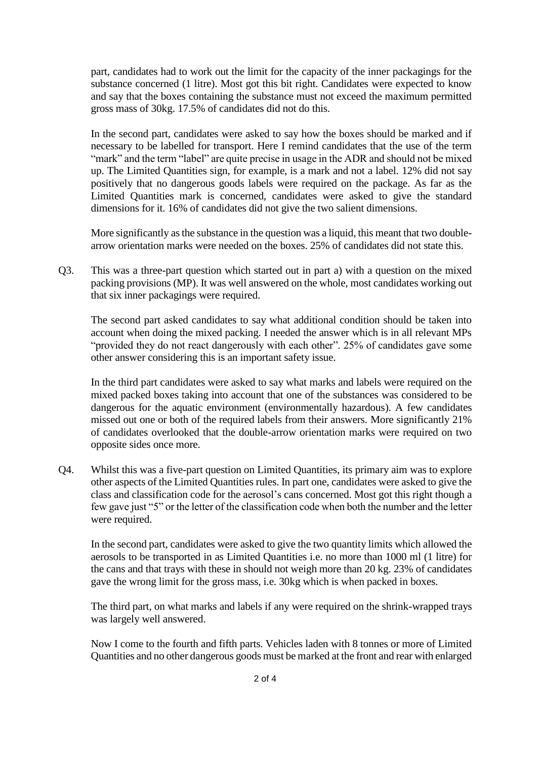part, candidates had to work out the limit for the capacity of the inner packagings for the substance concerned (1 litre). Most got this bit right. Candidates were expected to know and say that the boxes containing the substance must not exceed the maximum permitted gross mass of 30kg. 17.5% of candidates did not do this.

In the second part, candidates were asked to say how the boxes should be marked and if necessary to be labelled for transport. Here I remind candidates that the use of the term "mark" and the term "label" are quite precise in usage in the ADR and should not be mixed up. The Limited Quantities sign, for example, is a mark and not a label. 12% did not say positively that no dangerous goods labels were required on the package. As far as the Limited Quantities mark is concerned, candidates were asked to give the standard dimensions for it. 16% of candidates did not give the two salient dimensions.

More significantly as the substance in the question was a liquid, this meant that two double-arrow orientation marks were needed on the boxes. 25% of candidates did not state this.

Q3. This was a three-part question which started out in part a) with a question on the mixed packing provisions (MP). It was well answered on the whole, most candidates working out that six inner packagings were required.

The second part asked candidates to say what additional condition should be taken into account when doing the mixed packing. I needed the answer which is in all relevant MPs "provided they do not react dangerously with each other". 25% of candidates gave some other answer considering this is an important safety issue.

In the third part candidates were asked to say what marks and labels were required on the mixed packed boxes taking into account that one of the substances was considered to be dangerous for the aquatic environment (environmentally hazardous). A few candidates missed out one or both of the required labels from their answers. More significantly 21% of candidates overlooked that the double-arrow orientation marks were required on two opposite sides once more.

Q4. Whilst this was a five-part question on Limited Quantities, its primary aim was to explore other aspects of the Limited Quantities rules. In part one, candidates were asked to give the class and classification code for the aerosol's cans concerned. Most got this right though a few gave just "5" or the letter of the classification code when both the number and the letter were required.

In the second part, candidates were asked to give the two quantity limits which allowed the aerosols to be transported in as Limited Quantities i.e. no more than 1000 ml (1 litre) for the cans and that trays with these in should not weigh more than 20 kg. 23% of candidates gave the wrong limit for the gross mass, i.e. 30kg which is when packed in boxes.

The third part, on what marks and labels if any were required on the shrink-wrapped trays was largely well answered.

Now I come to the fourth and fifth parts. Vehicles laden with 8 tonnes or more of Limited Quantities and no other dangerous goods must be marked at the front and rear with enlarged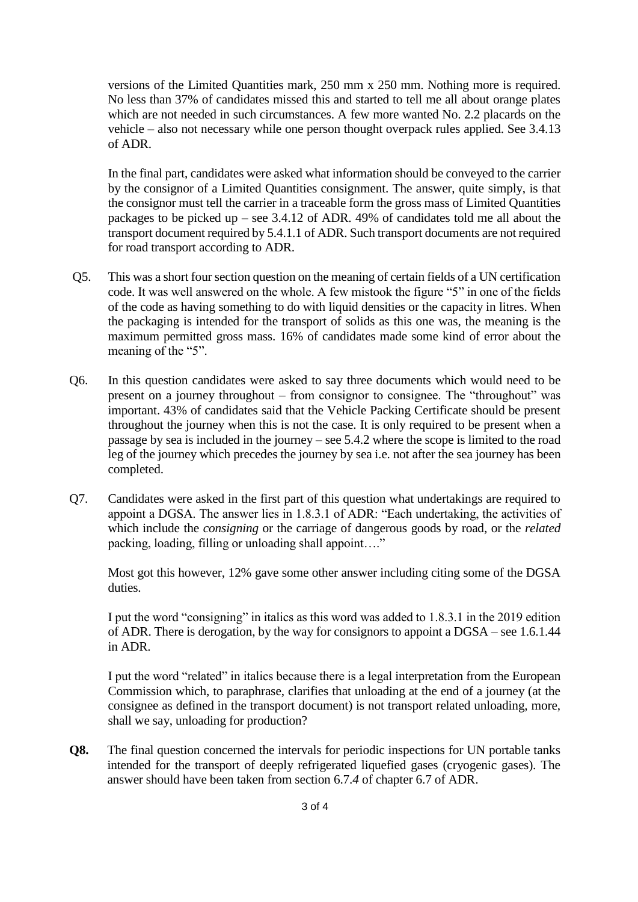versions of the Limited Quantities mark, 250 mm x 250 mm. Nothing more is required. No less than 37% of candidates missed this and started to tell me all about orange plates which are not needed in such circumstances. A few more wanted No. 2.2 placards on the vehicle – also not necessary while one person thought overpack rules applied. See 3.4.13 of ADR.

In the final part, candidates were asked what information should be conveyed to the carrier by the consignor of a Limited Quantities consignment. The answer, quite simply, is that the consignor must tell the carrier in a traceable form the gross mass of Limited Quantities packages to be picked up – see 3.4.12 of ADR. 49% of candidates told me all about the transport document required by 5.4.1.1 of ADR. Such transport documents are not required for road transport according to ADR.

Q5. This was a short four section question on the meaning of certain fields of a UN certification code. It was well answered on the whole. A few mistook the figure "5" in one of the fields of the code as having something to do with liquid densities or the capacity in litres. When the packaging is intended for the transport of solids as this one was, the meaning is the maximum permitted gross mass. 16% of candidates made some kind of error about the meaning of the "5".

Q6. In this question candidates were asked to say three documents which would need to be present on a journey throughout – from consignor to consignee. The "throughout" was important. 43% of candidates said that the Vehicle Packing Certificate should be present throughout the journey when this is not the case. It is only required to be present when a passage by sea is included in the journey – see 5.4.2 where the scope is limited to the road leg of the journey which precedes the journey by sea i.e. not after the sea journey has been completed.

Q7. Candidates were asked in the first part of this question what undertakings are required to appoint a DGSA. The answer lies in 1.8.3.1 of ADR: "Each undertaking, the activities of which include the *consigning* or the carriage of dangerous goods by road, or the *related* packing, loading, filling or unloading shall appoint…."

Most got this however, 12% gave some other answer including citing some of the DGSA duties.

I put the word "consigning" in italics as this word was added to 1.8.3.1 in the 2019 edition of ADR. There is derogation, by the way for consignors to appoint a DGSA – see 1.6.1.44 in ADR.

I put the word "related" in italics because there is a legal interpretation from the European Commission which, to paraphrase, clarifies that unloading at the end of a journey (at the consignee as defined in the transport document) is not transport related unloading, more, shall we say, unloading for production?

**Q8.** The final question concerned the intervals for periodic inspections for UN portable tanks intended for the transport of deeply refrigerated liquefied gases (cryogenic gases). The answer should have been taken from section 6.7.*4* of chapter 6.7 of ADR.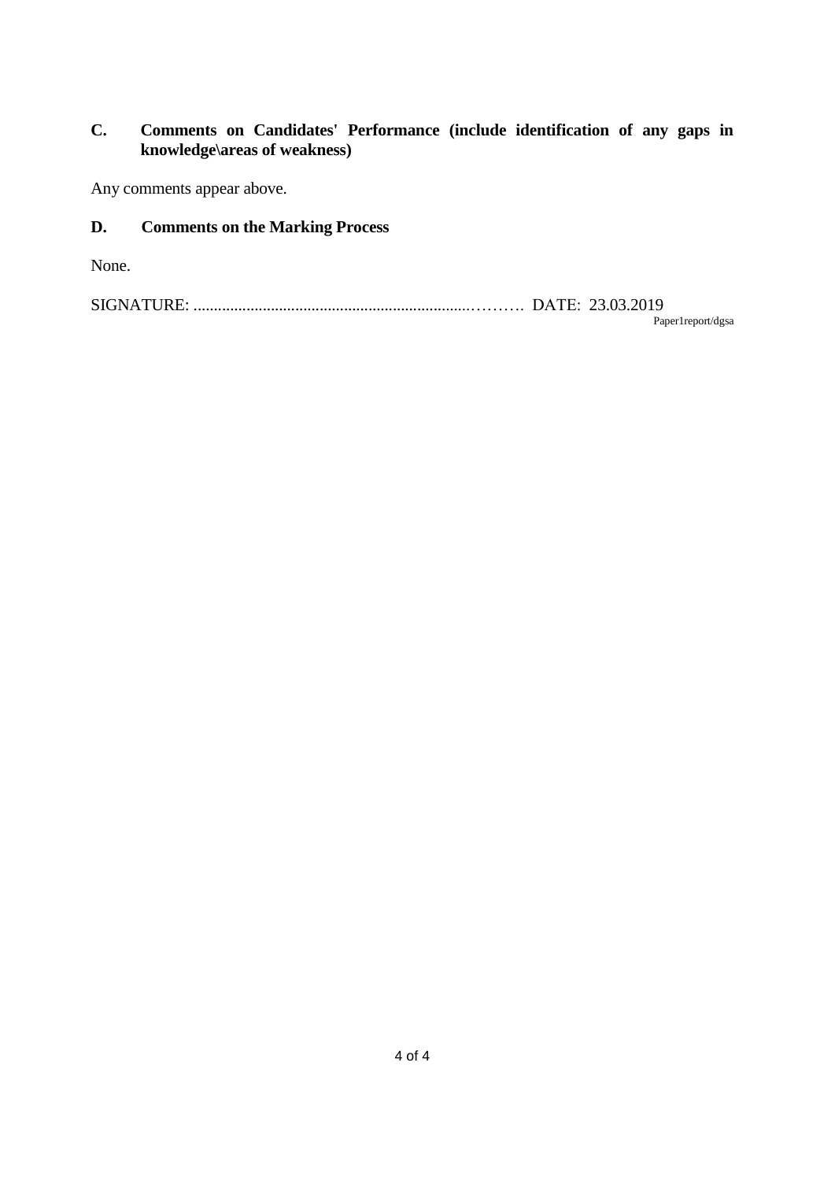## C. Comments on Candidates' Performance (include identification of any gaps in knowledge\areas of weakness)

Any comments appear above.

## D. Comments on the Marking Process

None.

SIGNATURE: ..................................................................………. DATE: 23.03.2019

Paper1report/dgsa